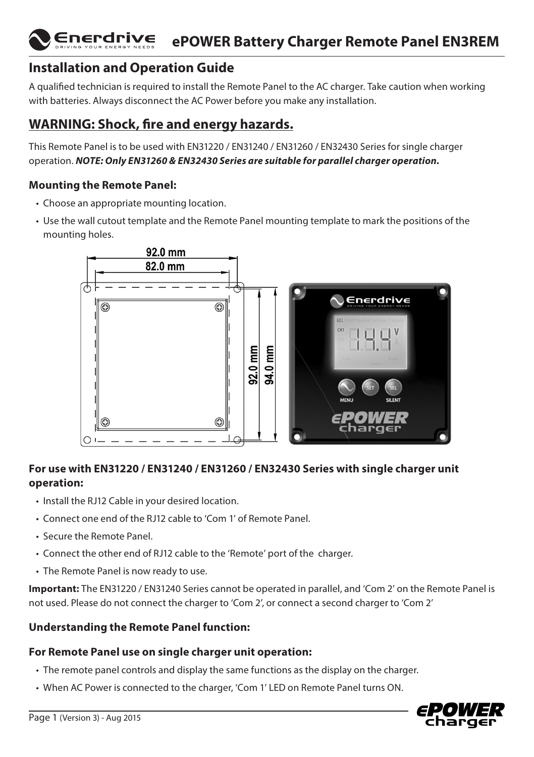# ePOWER Battery Charger Remote Panel EN3REM

## Installation and Operation Guide

A qualified technician is required to install the Remote Panel to the AC charger. Take caution when working with batteries. Always disconnect the AC Power before you make any installation.

## WARNING: Shock, fire and energy hazards.

This Remote Panel is to be used with EN31220 / EN31240 / EN31260 / EN32430 Series for single charger operation. ***NOTE: Only EN31260 & EN32430 Series are suitable for parallel charger operation.***

### Mounting the Remote Panel:

- Choose an appropriate mounting location.
- Use the wall cutout template and the Remote Panel mounting template to mark the positions of the mounting holes.

### For use with EN31220 / EN31240 / EN31260 / EN32430 Series with single charger unit operation:

- Install the RJ12 Cable in your desired location.
- Connect one end of the RJ12 cable to 'Com 1' of Remote Panel.
- Secure the Remote Panel.
- Connect the other end of RJ12 cable to the 'Remote' port of the charger.
- The Remote Panel is now ready to use.

**Important:** The EN31220 / EN31240 Series cannot be operated in parallel, and 'Com 2' on the Remote Panel is not used. Please do not connect the charger to 'Com 2', or connect a second charger to 'Com 2'

### Understanding the Remote Panel function:

### For Remote Panel use on single charger unit operation:

- The remote panel controls and display the same functions as the display on the charger.
- When AC Power is connected to the charger, 'Com 1' LED on Remote Panel turns ON.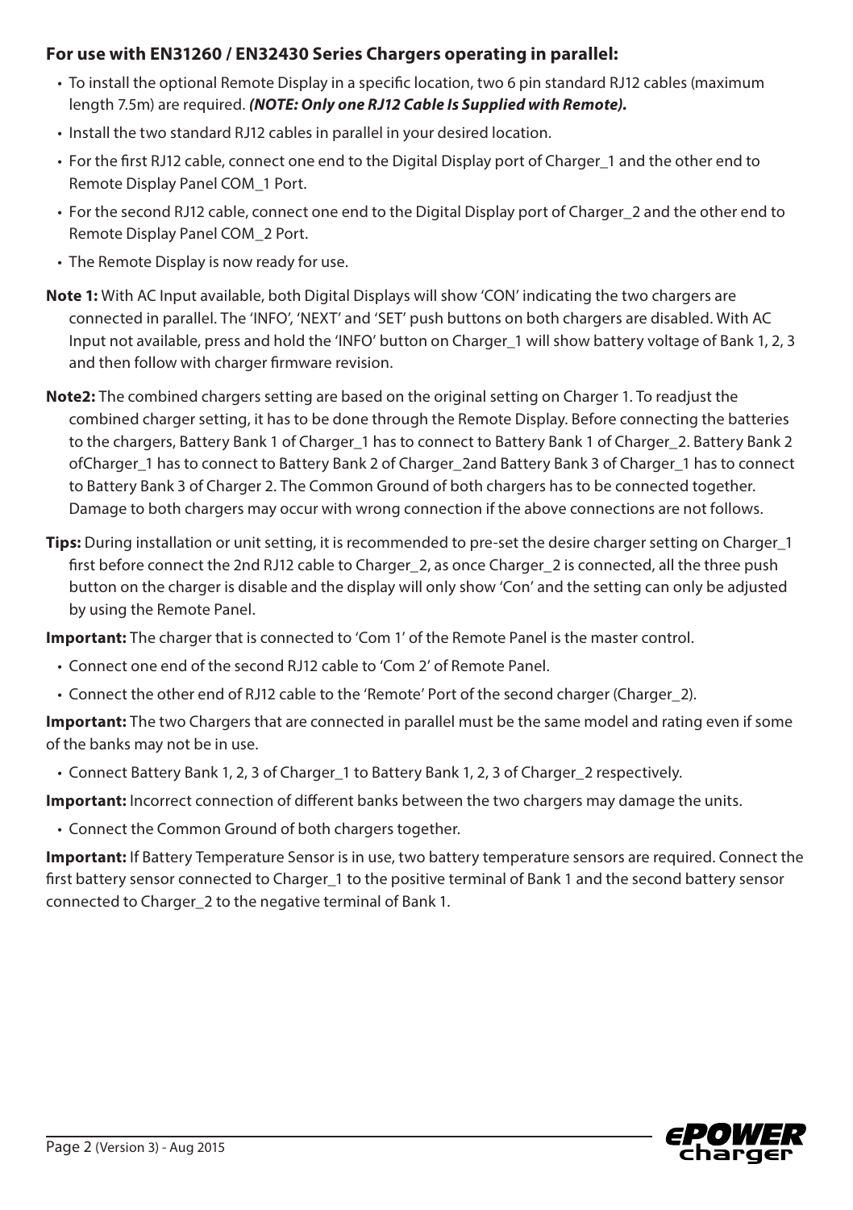### For use with EN31260 / EN32430 Series Chargers operating in parallel:

- To install the optional Remote Display in a specific location, two 6 pin standard RJ12 cables (maximum length 7.5m) are required. ***(NOTE: Only one RJ12 Cable Is Supplied with Remote).***
- Install the two standard RJ12 cables in parallel in your desired location.
- For the first RJ12 cable, connect one end to the Digital Display port of Charger_1 and the other end to Remote Display Panel COM_1 Port.
- For the second RJ12 cable, connect one end to the Digital Display port of Charger_2 and the other end to Remote Display Panel COM_2 Port.
- The Remote Display is now ready for use.

**Note 1:** With AC Input available, both Digital Displays will show 'CON' indicating the two chargers are connected in parallel. The 'INFO', 'NEXT' and 'SET' push buttons on both chargers are disabled. With AC Input not available, press and hold the 'INFO' button on Charger_1 will show battery voltage of Bank 1, 2, 3 and then follow with charger firmware revision.

**Note2:** The combined chargers setting are based on the original setting on Charger 1. To readjust the combined charger setting, it has to be done through the Remote Display. Before connecting the batteries to the chargers, Battery Bank 1 of Charger_1 has to connect to Battery Bank 1 of Charger_2. Battery Bank 2 ofCharger_1 has to connect to Battery Bank 2 of Charger_2and Battery Bank 3 of Charger_1 has to connect to Battery Bank 3 of Charger 2. The Common Ground of both chargers has to be connected together. Damage to both chargers may occur with wrong connection if the above connections are not follows.

**Tips:** During installation or unit setting, it is recommended to pre-set the desire charger setting on Charger_1 first before connect the 2nd RJ12 cable to Charger_2, as once Charger_2 is connected, all the three push button on the charger is disable and the display will only show 'Con' and the setting can only be adjusted by using the Remote Panel.

**Important:** The charger that is connected to 'Com 1' of the Remote Panel is the master control.

- Connect one end of the second RJ12 cable to 'Com 2' of Remote Panel.
- Connect the other end of RJ12 cable to the 'Remote' Port of the second charger (Charger_2).

**Important:** The two Chargers that are connected in parallel must be the same model and rating even if some of the banks may not be in use.

- Connect Battery Bank 1, 2, 3 of Charger_1 to Battery Bank 1, 2, 3 of Charger_2 respectively.

**Important:** Incorrect connection of different banks between the two chargers may damage the units.

- Connect the Common Ground of both chargers together.

**Important:** If Battery Temperature Sensor is in use, two battery temperature sensors are required. Connect the first battery sensor connected to Charger_1 to the positive terminal of Bank 1 and the second battery sensor connected to Charger_2 to the negative terminal of Bank 1.